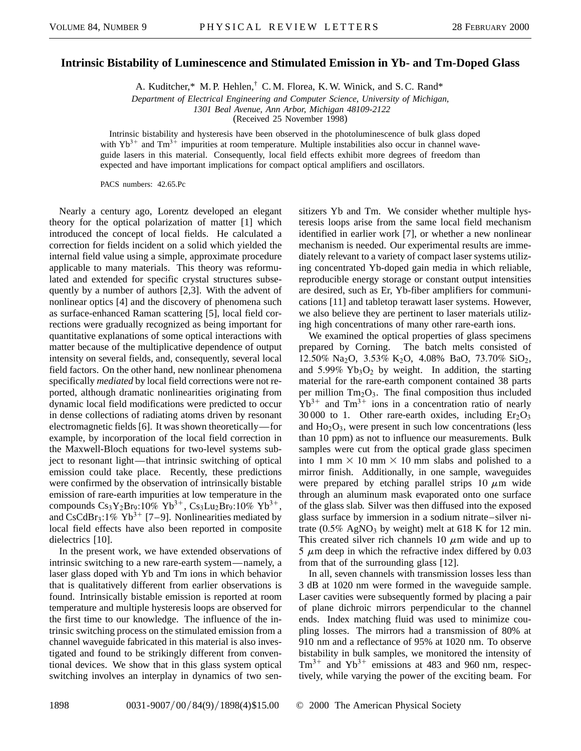# Intrinsic Bistability of Luminescence and Stimulated Emission in Yb- and Tm-Doped Glass

A. Kuditcher,* M. P. Hehlen,† C. M. Florea, K. W. Winick, and S. C. Rand*

*Department of Electrical Engineering and Computer Science, University of Michigan, 1301 Beal Avenue, Ann Arbor, Michigan 48109-2122*

(Received 25 November 1998)

Intrinsic bistability and hysteresis have been observed in the photoluminescence of bulk glass doped with $Yb^{3+}$ and $Tm^{3+}$ impurities at room temperature. Multiple instabilities also occur in channel waveguide lasers in this material. Consequently, local field effects exhibit more degrees of freedom than expected and have important implications for compact optical amplifiers and oscillators.

PACS numbers: 42.65.Pc

Nearly a century ago, Lorentz developed an elegant theory for the optical polarization of matter [1] which introduced the concept of local fields. He calculated a correction for fields incident on a solid which yielded the internal field value using a simple, approximate procedure applicable to many materials. This theory was reformulated and extended for specific crystal structures subsequently by a number of authors [2,3]. With the advent of nonlinear optics [4] and the discovery of phenomena such as surface-enhanced Raman scattering [5], local field corrections were gradually recognized as being important for quantitative explanations of some optical interactions with matter because of the multiplicative dependence of output intensity on several fields, and, consequently, several local field factors. On the other hand, new nonlinear phenomena specifically *mediated* by local field corrections were not reported, although dramatic nonlinearities originating from dynamic local field modifications were predicted to occur in dense collections of radiating atoms driven by resonant electromagnetic fields [6]. It was shown theoretically—for example, by incorporation of the local field correction in the Maxwell-Bloch equations for two-level systems subject to resonant light—that intrinsic switching of optical emission could take place. Recently, these predictions were confirmed by the observation of intrinsically bistable emission of rare-earth impurities at low temperature in the compounds $Cs_3Y_2Br_9$:10% $Yb^{3+}$, $Cs_3Lu_2Br_9$:10% $Yb^{3+}$, and $CsCdBr_3$:1% $Yb^{3+}$ [7–9]. Nonlinearities mediated by local field effects have also been reported in composite dielectrics [10].

In the present work, we have extended observations of intrinsic switching to a new rare-earth system—namely, a laser glass doped with Yb and Tm ions in which behavior that is qualitatively different from earlier observations is found. Intrinsically bistable emission is reported at room temperature and multiple hysteresis loops are observed for the first time to our knowledge. The influence of the intrinsic switching process on the stimulated emission from a channel waveguide fabricated in this material is also investigated and found to be strikingly different from conventional devices. We show that in this glass system optical switching involves an interplay in dynamics of two sensitizers Yb and Tm. We consider whether multiple hysteresis loops arise from the same local field mechanism identified in earlier work [7], or whether a new nonlinear mechanism is needed. Our experimental results are immediately relevant to a variety of compact laser systems utilizing concentrated Yb-doped gain media in which reliable, reproducible energy storage or constant output intensities are desired, such as Er, Yb-fiber amplifiers for communications [11] and tabletop terawatt laser systems. However, we also believe they are pertinent to laser materials utilizing high concentrations of many other rare-earth ions.

We examined the optical properties of glass specimens prepared by Corning. The batch melts consisted of 12.50% $Na_2O$, 3.53% $K_2O$, 4.08% BaO, 73.70% $SiO_2$, and 5.99% $Yb_3O_2$ by weight. In addition, the starting material for the rare-earth component contained 38 parts per million $Tm_2O_3$. The final composition thus included $Yb^{3+}$ and $Tm^{3+}$ ions in a concentration ratio of nearly 30 000 to 1. Other rare-earth oxides, including $Er_2O_3$ and $Ho_2O_3$, were present in such low concentrations (less than 10 ppm) as not to influence our measurements. Bulk samples were cut from the optical grade glass specimen into 1 mm × 10 mm × 10 mm slabs and polished to a mirror finish. Additionally, in one sample, waveguides were prepared by etching parallel strips 10 $\mu$m wide through an aluminum mask evaporated onto one surface of the glass slab. Silver was then diffused into the exposed glass surface by immersion in a sodium nitrate–silver nitrate (0.5% $AgNO_3$ by weight) melt at 618 K for 12 min. This created silver rich channels 10 $\mu$m wide and up to 5 $\mu$m deep in which the refractive index differed by 0.03 from that of the surrounding glass [12].

In all, seven channels with transmission losses less than 3 dB at 1020 nm were formed in the waveguide sample. Laser cavities were subsequently formed by placing a pair of plane dichroic mirrors perpendicular to the channel ends. Index matching fluid was used to minimize coupling losses. The mirrors had a transmission of 80% at 910 nm and a reflectance of 95% at 1020 nm. To observe bistability in bulk samples, we monitored the intensity of $Tm^{3+}$ and $Yb^{3+}$ emissions at 483 and 960 nm, respectively, while varying the power of the exciting beam. For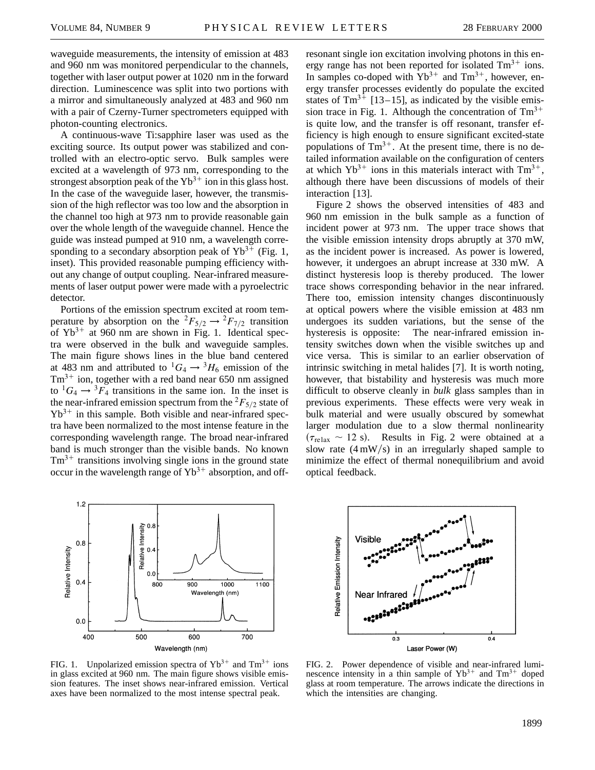waveguide measurements, the intensity of emission at 483 and 960 nm was monitored perpendicular to the channels, together with laser output power at 1020 nm in the forward direction. Luminescence was split into two portions with a mirror and simultaneously analyzed at 483 and 960 nm with a pair of Czerny-Turner spectrometers equipped with photon-counting electronics.

A continuous-wave Ti:sapphire laser was used as the exciting source. Its output power was stabilized and controlled with an electro-optic servo. Bulk samples were excited at a wavelength of 973 nm, corresponding to the strongest absorption peak of the $Yb^{3+}$ ion in this glass host. In the case of the waveguide laser, however, the transmission of the high reflector was too low and the absorption in the channel too high at 973 nm to provide reasonable gain over the whole length of the waveguide channel. Hence the guide was instead pumped at 910 nm, a wavelength corresponding to a secondary absorption peak of $Yb^{3+}$ (Fig. 1, inset). This provided reasonable pumping efficiency without any change of output coupling. Near-infrared measurements of laser output power were made with a pyroelectric detector.

Portions of the emission spectrum excited at room temperature by absorption on the ${}^2F_{5/2} \rightarrow {}^2F_{7/2}$ transition of $Yb^{3+}$ at 960 nm are shown in Fig. 1. Identical spectra were observed in the bulk and waveguide samples. The main figure shows lines in the blue band centered at 483 nm and attributed to ${}^1G_4 \rightarrow {}^3H_6$ emission of the $Tm^{3+}$ ion, together with a red band near 650 nm assigned to ${}^1G_4 \rightarrow {}^3F_4$ transitions in the same ion. In the inset is the near-infrared emission spectrum from the ${}^2F_{5/2}$ state of $Yb^{3+}$ in this sample. Both visible and near-infrared spectra have been normalized to the most intense feature in the corresponding wavelength range. The broad near-infrared band is much stronger than the visible bands. No known $Tm^{3+}$ transitions involving single ions in the ground state occur in the wavelength range of $Yb^{3+}$ absorption, and off-resonant single ion excitation involving photons in this energy range has not been reported for isolated $Tm^{3+}$ ions. In samples co-doped with $Yb^{3+}$ and $Tm^{3+}$, however, energy transfer processes evidently do populate the excited states of $Tm^{3+}$ [13–15], as indicated by the visible emission trace in Fig. 1. Although the concentration of $Tm^{3+}$ is quite low, and the transfer is off resonant, transfer efficiency is high enough to ensure significant excited-state populations of $Tm^{3+}$. At the present time, there is no detailed information available on the configuration of centers at which $Yb^{3+}$ ions in this materials interact with $Tm^{3+}$, although there have been discussions of models of their interaction [13].

Figure 2 shows the observed intensities of 483 and 960 nm emission in the bulk sample as a function of incident power at 973 nm. The upper trace shows that the visible emission intensity drops abruptly at 370 mW, as the incident power is increased. As power is lowered, however, it undergoes an abrupt increase at 330 mW. A distinct hysteresis loop is thereby produced. The lower trace shows corresponding behavior in the near infrared. There too, emission intensity changes discontinuously at optical powers where the visible emission at 483 nm undergoes its sudden variations, but the sense of the hysteresis is opposite: The near-infrared emission intensity switches down when the visible switches up and vice versa. This is similar to an earlier observation of intrinsic switching in metal halides [7]. It is worth noting, however, that bistability and hysteresis was much more difficult to observe cleanly in *bulk* glass samples than in previous experiments. These effects were very weak in bulk material and were usually obscured by somewhat larger modulation due to a slow thermal nonlinearity ($\tau_{relax} \sim 12$ s). Results in Fig. 2 were obtained at a slow rate (4 mW/s) in an irregularly shaped sample to minimize the effect of thermal nonequilibrium and avoid optical feedback.

FIG. 1. Unpolarized emission spectra of $Yb^{3+}$ and $Tm^{3+}$ ions in glass excited at 960 nm. The main figure shows visible emission features. The inset shows near-infrared emission. Vertical axes have been normalized to the most intense spectral peak.

FIG. 2. Power dependence of visible and near-infrared luminescence intensity in a thin sample of $Yb^{3+}$ and $Tm^{3+}$ doped glass at room temperature. The arrows indicate the directions in which the intensities are changing.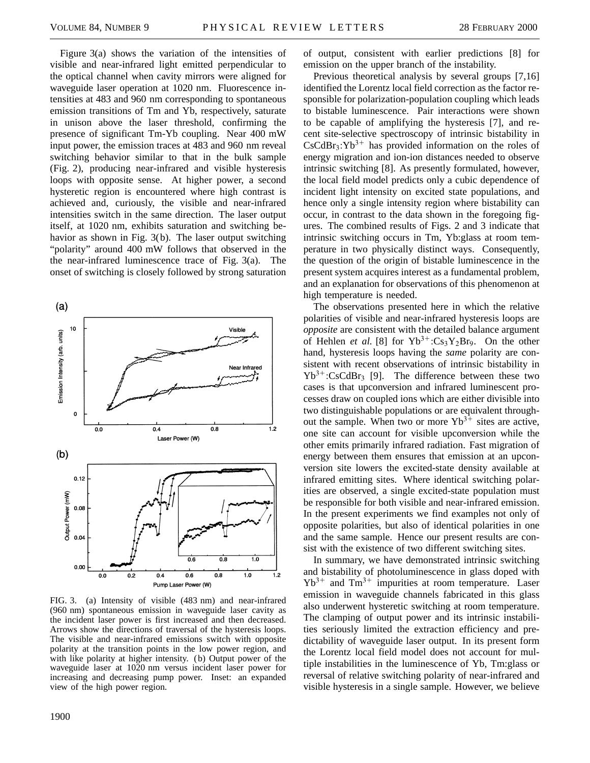Figure 3(a) shows the variation of the intensities of visible and near-infrared light emitted perpendicular to the optical channel when cavity mirrors were aligned for waveguide laser operation at 1020 nm. Fluorescence intensities at 483 and 960 nm corresponding to spontaneous emission transitions of Tm and Yb, respectively, saturate in unison above the laser threshold, confirming the presence of significant Tm-Yb coupling. Near 400 mW input power, the emission traces at 483 and 960 nm reveal switching behavior similar to that in the bulk sample (Fig. 2), producing near-infrared and visible hysteresis loops with opposite sense. At higher power, a second hysteretic region is encountered where high contrast is achieved and, curiously, the visible and near-infrared intensities switch in the same direction. The laser output itself, at 1020 nm, exhibits saturation and switching behavior as shown in Fig. 3(b). The laser output switching "polarity" around 400 mW follows that observed in the the near-infrared luminescence trace of Fig. 3(a). The onset of switching is closely followed by strong saturation of output, consistent with earlier predictions [8] for emission on the upper branch of the instability.

(a)

Emission Intensity (arb. units)

10

0

Visible

Near Infrared

0.0 0.4 0.8 1.2

Laser Power (W)

(b)

Output Power (mW)

0.12

0.08

0.04

0.00

0.0 0.2 0.4 0.6 0.8 1.0 1.2

Pump Laser Power (W)

0.6 0.8 1.0

FIG. 3. (a) Intensity of visible (483 nm) and near-infrared (960 nm) spontaneous emission in waveguide laser cavity as the incident laser power is first increased and then decreased. Arrows show the directions of traversal of the hysteresis loops. The visible and near-infrared emissions switch with opposite polarity at the transition points in the low power region, and with like polarity at higher intensity. (b) Output power of the waveguide laser at 1020 nm versus incident laser power for increasing and decreasing pump power. Inset: an expanded view of the high power region.

Previous theoretical analysis by several groups [7,16] identified the Lorentz local field correction as the factor responsible for polarization-population coupling which leads to bistable luminescence. Pair interactions were shown to be capable of amplifying the hysteresis [7], and recent site-selective spectroscopy of intrinsic bistability in $CsCdBr_3$:$Yb^{3+}$ has provided information on the roles of energy migration and ion-ion distances needed to observe intrinsic switching [8]. As presently formulated, however, the local field model predicts only a cubic dependence of incident light intensity on excited state populations, and hence only a single intensity region where bistability can occur, in contrast to the data shown in the foregoing figures. The combined results of Figs. 2 and 3 indicate that intrinsic switching occurs in Tm, Yb:glass at room temperature in two physically distinct ways. Consequently, the question of the origin of bistable luminescence in the present system acquires interest as a fundamental problem, and an explanation for observations of this phenomenon at high temperature is needed.

The observations presented here in which the relative polarities of visible and near-infrared hysteresis loops are *opposite* are consistent with the detailed balance argument of Hehlen *et al.* [8] for $Yb^{3+}$:$Cs_3Y_2Br_9$. On the other hand, hysteresis loops having the *same* polarity are consistent with recent observations of intrinsic bistability in $Yb^{3+}$:$CsCdBr_3$ [9]. The difference between these two cases is that upconversion and infrared luminescent processes draw on coupled ions which are either divisible into two distinguishable populations or are equivalent throughout the sample. When two or more $Yb^{3+}$ sites are active, one site can account for visible upconversion while the other emits primarily infrared radiation. Fast migration of energy between them ensures that emission at an upconversion site lowers the excited-state density available at infrared emitting sites. Where identical switching polarities are observed, a single excited-state population must be responsible for both visible and near-infrared emission. In the present experiments we find examples not only of opposite polarities, but also of identical polarities in one and the same sample. Hence our present results are consist with the existence of two different switching sites.

In summary, we have demonstrated intrinsic switching and bistability of photoluminescence in glass doped with $Yb^{3+}$ and $Tm^{3+}$ impurities at room temperature. Laser emission in waveguide channels fabricated in this glass also underwent hysteretic switching at room temperature. The clamping of output power and its intrinsic instabilities seriously limited the extraction efficiency and predictability of waveguide laser output. In its present form the Lorentz local field model does not account for multiple instabilities in the luminescence of Yb, Tm:glass or reversal of relative switching polarity of near-infrared and visible hysteresis in a single sample. However, we believe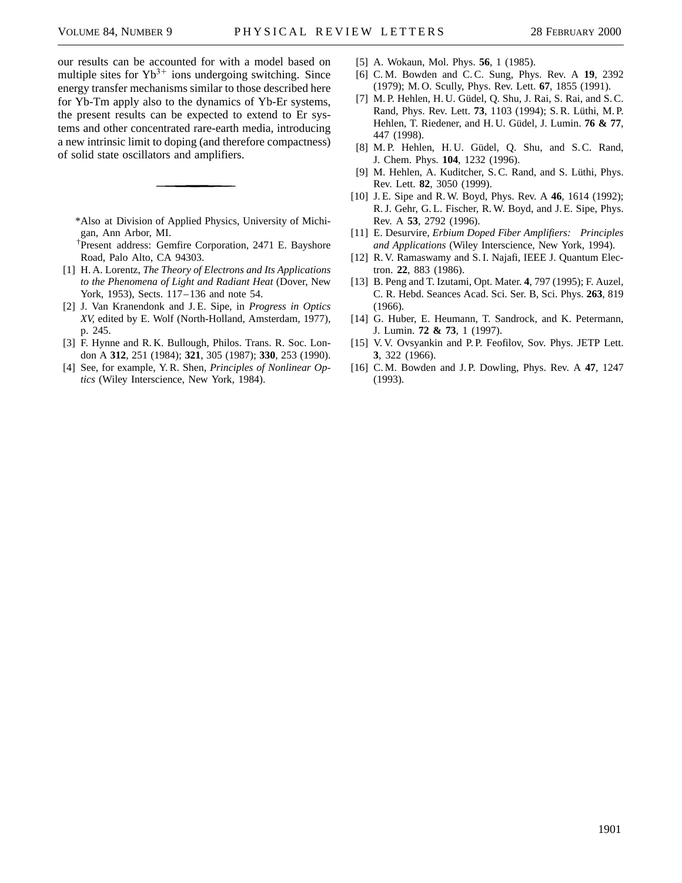our results can be accounted for with a model based on multiple sites for $Yb^{3+}$ ions undergoing switching. Since energy transfer mechanisms similar to those described here for Yb-Tm apply also to the dynamics of Yb-Er systems, the present results can be expected to extend to Er systems and other concentrated rare-earth media, introducing a new intrinsic limit to doping (and therefore compactness) of solid state oscillators and amplifiers.

---

*Also at Division of Applied Physics, University of Michigan, Ann Arbor, MI.

†Present address: Gemfire Corporation, 2471 E. Bayshore Road, Palo Alto, CA 94303.

[1] H. A. Lorentz, *The Theory of Electrons and Its Applications to the Phenomena of Light and Radiant Heat* (Dover, New York, 1953), Sects. 117–136 and note 54.

[2] J. Van Kranendonk and J. E. Sipe, in *Progress in Optics XV,* edited by E. Wolf (North-Holland, Amsterdam, 1977), p. 245.

[3] F. Hynne and R. K. Bullough, Philos. Trans. R. Soc. London A **312**, 251 (1984); **321**, 305 (1987); **330**, 253 (1990).

[4] See, for example, Y. R. Shen, *Principles of Nonlinear Optics* (Wiley Interscience, New York, 1984).

[5] A. Wokaun, Mol. Phys. **56**, 1 (1985).

[6] C. M. Bowden and C. C. Sung, Phys. Rev. A **19**, 2392 (1979); M. O. Scully, Phys. Rev. Lett. **67**, 1855 (1991).

[7] M. P. Hehlen, H. U. Güdel, Q. Shu, J. Rai, S. Rai, and S. C. Rand, Phys. Rev. Lett. **73**, 1103 (1994); S. R. Lüthi, M. P. Hehlen, T. Riedener, and H. U. Güdel, J. Lumin. **76 & 77**, 447 (1998).

[8] M. P. Hehlen, H. U. Güdel, Q. Shu, and S. C. Rand, J. Chem. Phys. **104**, 1232 (1996).

[9] M. Hehlen, A. Kuditcher, S. C. Rand, and S. Lüthi, Phys. Rev. Lett. **82**, 3050 (1999).

[10] J. E. Sipe and R. W. Boyd, Phys. Rev. A **46**, 1614 (1992); R. J. Gehr, G. L. Fischer, R. W. Boyd, and J. E. Sipe, Phys. Rev. A **53**, 2792 (1996).

[11] E. Desurvire, *Erbium Doped Fiber Amplifiers: Principles and Applications* (Wiley Interscience, New York, 1994).

[12] R. V. Ramaswamy and S. I. Najafi, IEEE J. Quantum Electron. **22**, 883 (1986).

[13] B. Peng and T. Izutami, Opt. Mater. **4**, 797 (1995); F. Auzel, C. R. Hebd. Seances Acad. Sci. Ser. B, Sci. Phys. **263**, 819 (1966).

[14] G. Huber, E. Heumann, T. Sandrock, and K. Petermann, J. Lumin. **72 & 73**, 1 (1997).

[15] V. V. Ovsyankin and P. P. Feofilov, Sov. Phys. JETP Lett. **3**, 322 (1966).

[16] C. M. Bowden and J. P. Dowling, Phys. Rev. A **47**, 1247 (1993).